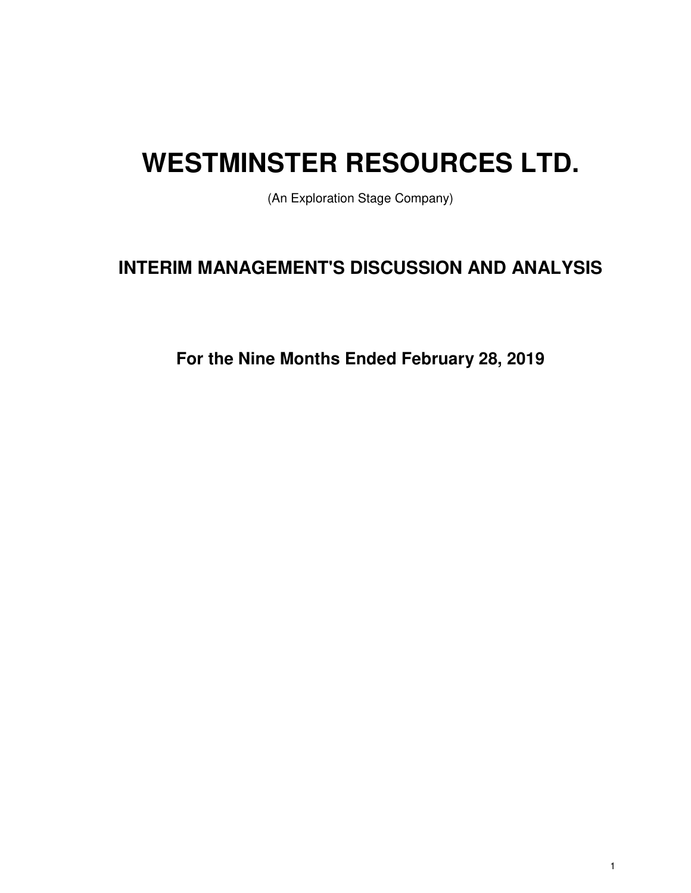# WESTMINSTER RESOURCES LTD.

(An Exploration Stage Company)

## INTERIM MANAGEMENT'S DISCUSSION AND ANALYSIS

### For the Nine Months Ended February 28, 2019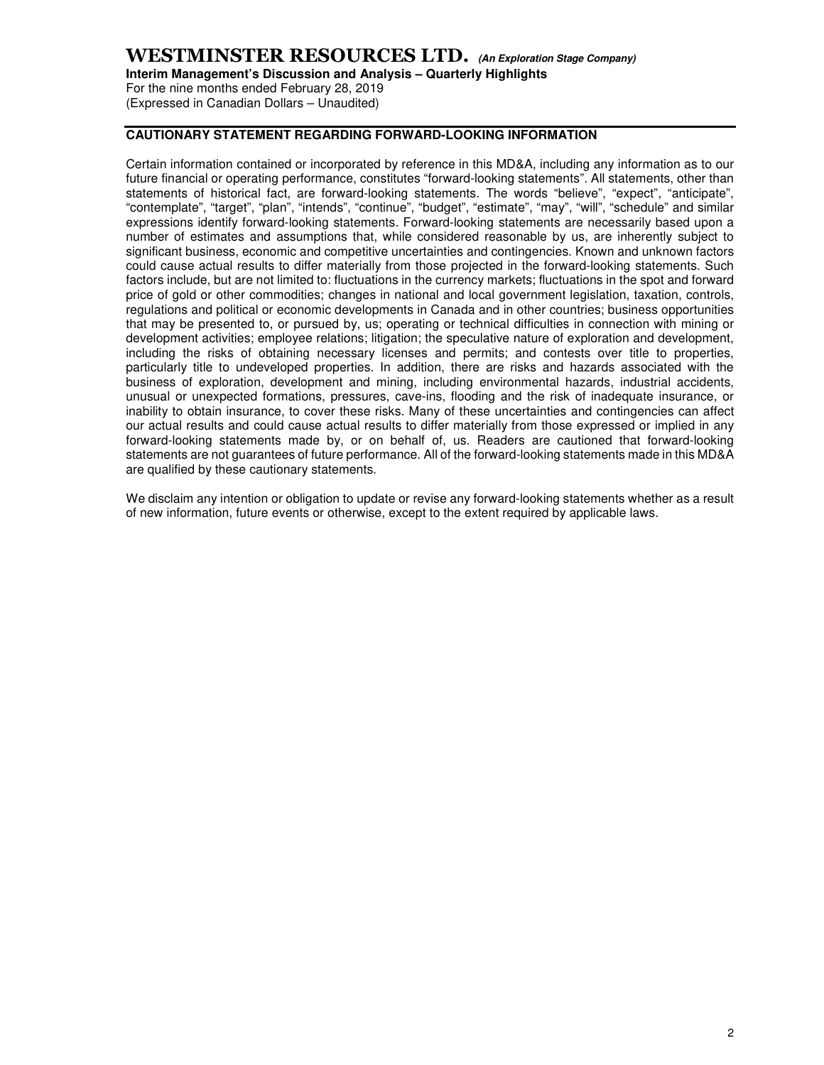## CAUTIONARY STATEMENT REGARDING FORWARD-LOOKING INFORMATION

Certain information contained or incorporated by reference in this MD&A, including any information as to our future financial or operating performance, constitutes "forward-looking statements". All statements, other than statements of historical fact, are forward-looking statements. The words "believe", "expect", "anticipate", "contemplate", "target", "plan", "intends", "continue", "budget", "estimate", "may", "will", "schedule" and similar expressions identify forward-looking statements. Forward-looking statements are necessarily based upon a number of estimates and assumptions that, while considered reasonable by us, are inherently subject to significant business, economic and competitive uncertainties and contingencies. Known and unknown factors could cause actual results to differ materially from those projected in the forward-looking statements. Such factors include, but are not limited to: fluctuations in the currency markets; fluctuations in the spot and forward price of gold or other commodities; changes in national and local government legislation, taxation, controls, regulations and political or economic developments in Canada and in other countries; business opportunities that may be presented to, or pursued by, us; operating or technical difficulties in connection with mining or development activities; employee relations; litigation; the speculative nature of exploration and development, including the risks of obtaining necessary licenses and permits; and contests over title to properties, particularly title to undeveloped properties. In addition, there are risks and hazards associated with the business of exploration, development and mining, including environmental hazards, industrial accidents, unusual or unexpected formations, pressures, cave-ins, flooding and the risk of inadequate insurance, or inability to obtain insurance, to cover these risks. Many of these uncertainties and contingencies can affect our actual results and could cause actual results to differ materially from those expressed or implied in any forward-looking statements made by, or on behalf of, us. Readers are cautioned that forward-looking statements are not guarantees of future performance. All of the forward-looking statements made in this MD&A are qualified by these cautionary statements.

We disclaim any intention or obligation to update or revise any forward-looking statements whether as a result of new information, future events or otherwise, except to the extent required by applicable laws.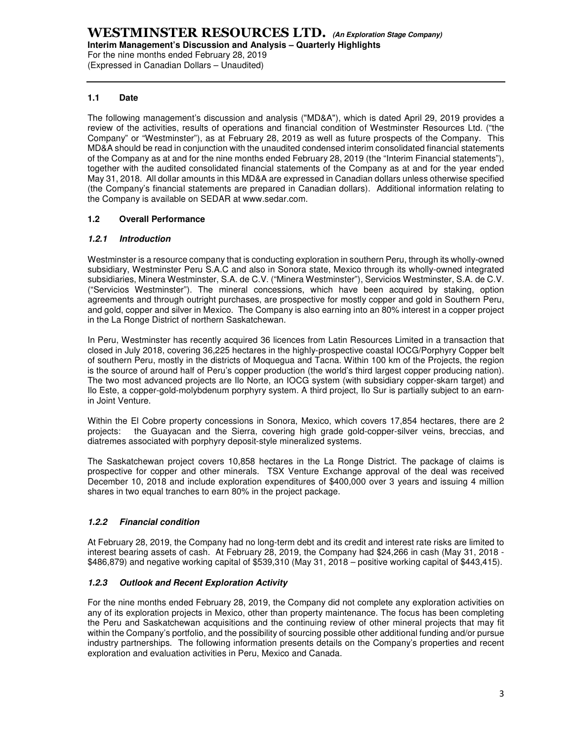### 1.1 Date

The following management's discussion and analysis ("MD&A"), which is dated April 29, 2019 provides a review of the activities, results of operations and financial condition of Westminster Resources Ltd. ("the Company" or "Westminster"), as at February 28, 2019 as well as future prospects of the Company. This MD&A should be read in conjunction with the unaudited condensed interim consolidated financial statements of the Company as at and for the nine months ended February 28, 2019 (the "Interim Financial statements"), together with the audited consolidated financial statements of the Company as at and for the year ended May 31, 2018. All dollar amounts in this MD&A are expressed in Canadian dollars unless otherwise specified (the Company's financial statements are prepared in Canadian dollars). Additional information relating to the Company is available on SEDAR at www.sedar.com.

### 1.2 Overall Performance

#### *1.2.1 Introduction*

Westminster is a resource company that is conducting exploration in southern Peru, through its wholly-owned subsidiary, Westminster Peru S.A.C and also in Sonora state, Mexico through its wholly-owned integrated subsidiaries, Minera Westminster, S.A. de C.V. ("Minera Westminster"), Servicios Westminster, S.A. de C.V. ("Servicios Westminster"). The mineral concessions, which have been acquired by staking, option agreements and through outright purchases, are prospective for mostly copper and gold in Southern Peru, and gold, copper and silver in Mexico. The Company is also earning into an 80% interest in a copper project in the La Ronge District of northern Saskatchewan.

In Peru, Westminster has recently acquired 36 licences from Latin Resources Limited in a transaction that closed in July 2018, covering 36,225 hectares in the highly-prospective coastal IOCG/Porphyry Copper belt of southern Peru, mostly in the districts of Moquegua and Tacna. Within 100 km of the Projects, the region is the source of around half of Peru's copper production (the world's third largest copper producing nation). The two most advanced projects are Ilo Norte, an IOCG system (with subsidiary copper-skarn target) and Ilo Este, a copper-gold-molybdenum porphyry system. A third project, Ilo Sur is partially subject to an earn-in Joint Venture.

Within the El Cobre property concessions in Sonora, Mexico, which covers 17,854 hectares, there are 2 projects: the Guayacan and the Sierra, covering high grade gold-copper-silver veins, breccias, and diatremes associated with porphyry deposit-style mineralized systems.

The Saskatchewan project covers 10,858 hectares in the La Ronge District. The package of claims is prospective for copper and other minerals. TSX Venture Exchange approval of the deal was received December 10, 2018 and include exploration expenditures of $400,000 over 3 years and issuing 4 million shares in two equal tranches to earn 80% in the project package.

#### *1.2.2 Financial condition*

At February 28, 2019, the Company had no long-term debt and its credit and interest rate risks are limited to interest bearing assets of cash. At February 28, 2019, the Company had $24,266 in cash (May 31, 2018 - $486,879) and negative working capital of $539,310 (May 31, 2018 – positive working capital of $443,415).

#### *1.2.3 Outlook and Recent Exploration Activity*

For the nine months ended February 28, 2019, the Company did not complete any exploration activities on any of its exploration projects in Mexico, other than property maintenance. The focus has been completing the Peru and Saskatchewan acquisitions and the continuing review of other mineral projects that may fit within the Company's portfolio, and the possibility of sourcing possible other additional funding and/or pursue industry partnerships. The following information presents details on the Company's properties and recent exploration and evaluation activities in Peru, Mexico and Canada.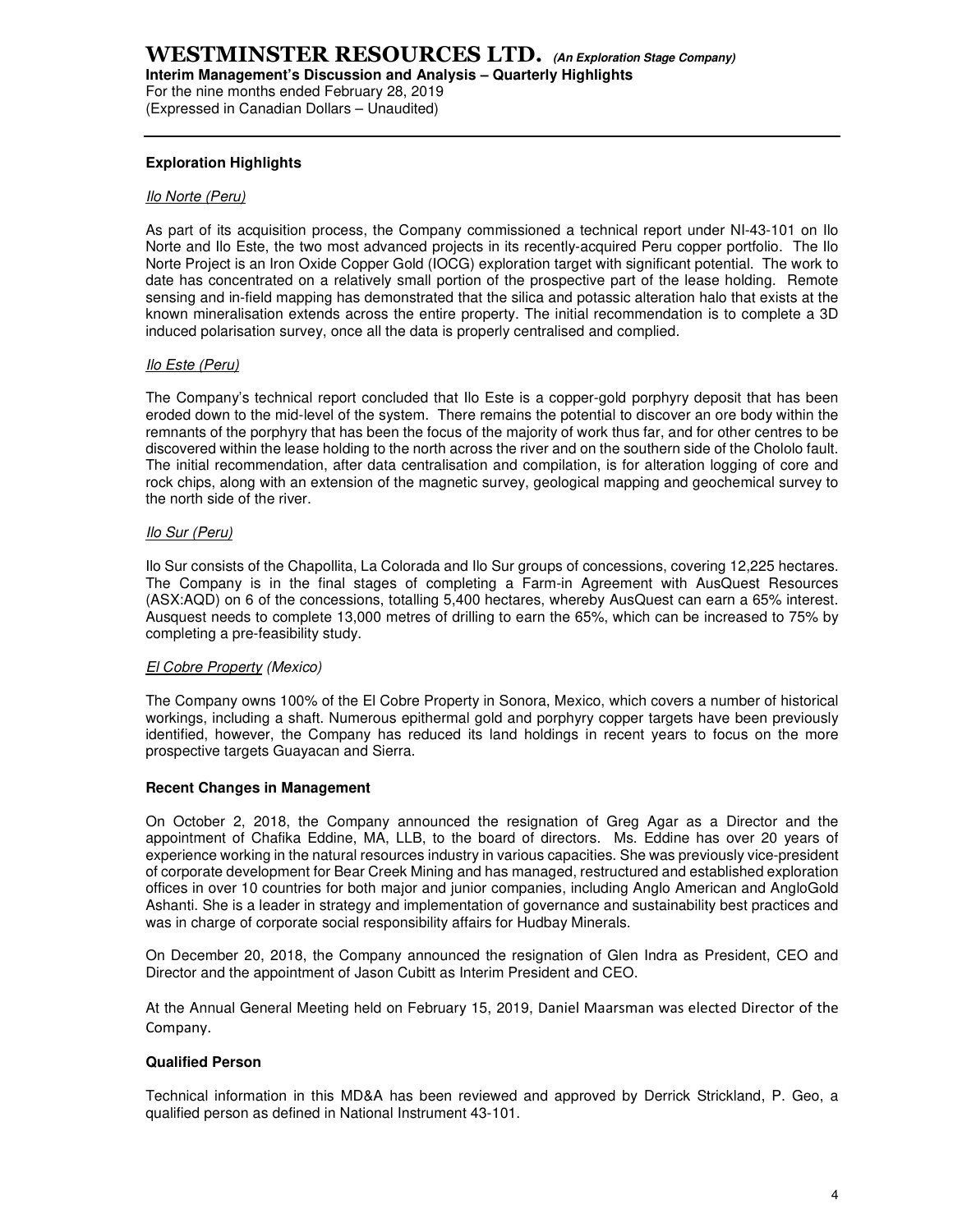### Exploration Highlights

*Ilo Norte (Peru)*

As part of its acquisition process, the Company commissioned a technical report under NI-43-101 on Ilo Norte and Ilo Este, the two most advanced projects in its recently-acquired Peru copper portfolio. The Ilo Norte Project is an Iron Oxide Copper Gold (IOCG) exploration target with significant potential. The work to date has concentrated on a relatively small portion of the prospective part of the lease holding. Remote sensing and in-field mapping has demonstrated that the silica and potassic alteration halo that exists at the known mineralisation extends across the entire property. The initial recommendation is to complete a 3D induced polarisation survey, once all the data is properly centralised and complied.

*Ilo Este (Peru)*

The Company's technical report concluded that Ilo Este is a copper-gold porphyry deposit that has been eroded down to the mid-level of the system. There remains the potential to discover an ore body within the remnants of the porphyry that has been the focus of the majority of work thus far, and for other centres to be discovered within the lease holding to the north across the river and on the southern side of the Chololo fault. The initial recommendation, after data centralisation and compilation, is for alteration logging of core and rock chips, along with an extension of the magnetic survey, geological mapping and geochemical survey to the north side of the river.

*Ilo Sur (Peru)*

Ilo Sur consists of the Chapollita, La Colorada and Ilo Sur groups of concessions, covering 12,225 hectares. The Company is in the final stages of completing a Farm-in Agreement with AusQuest Resources (ASX:AQD) on 6 of the concessions, totalling 5,400 hectares, whereby AusQuest can earn a 65% interest. Ausquest needs to complete 13,000 metres of drilling to earn the 65%, which can be increased to 75% by completing a pre-feasibility study.

*El Cobre Property (Mexico)*

The Company owns 100% of the El Cobre Property in Sonora, Mexico, which covers a number of historical workings, including a shaft. Numerous epithermal gold and porphyry copper targets have been previously identified, however, the Company has reduced its land holdings in recent years to focus on the more prospective targets Guayacan and Sierra.

### Recent Changes in Management

On October 2, 2018, the Company announced the resignation of Greg Agar as a Director and the appointment of Chafika Eddine, MA, LLB, to the board of directors. Ms. Eddine has over 20 years of experience working in the natural resources industry in various capacities. She was previously vice-president of corporate development for Bear Creek Mining and has managed, restructured and established exploration offices in over 10 countries for both major and junior companies, including Anglo American and AngloGold Ashanti. She is a leader in strategy and implementation of governance and sustainability best practices and was in charge of corporate social responsibility affairs for Hudbay Minerals.

On December 20, 2018, the Company announced the resignation of Glen Indra as President, CEO and Director and the appointment of Jason Cubitt as Interim President and CEO.

At the Annual General Meeting held on February 15, 2019, Daniel Maarsman was elected Director of the Company.

### Qualified Person

Technical information in this MD&A has been reviewed and approved by Derrick Strickland, P. Geo, a qualified person as defined in National Instrument 43-101.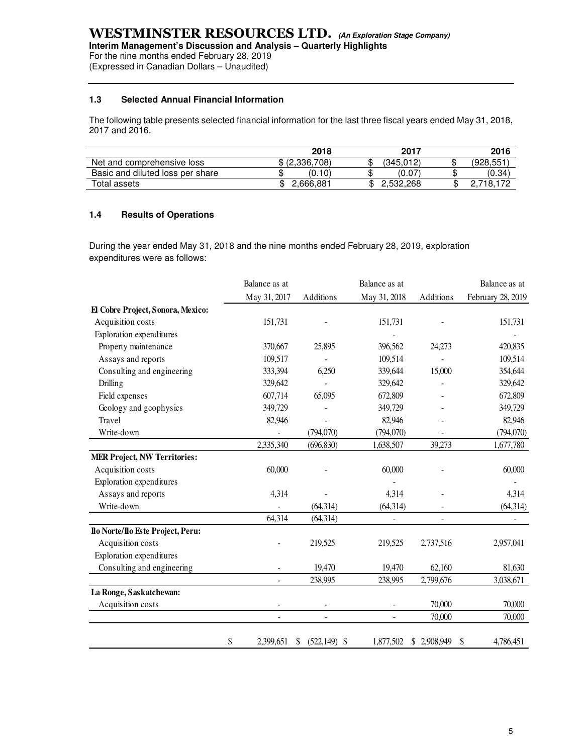## 1.3 Selected Annual Financial Information

The following table presents selected financial information for the last three fiscal years ended May 31, 2018, 2017 and 2016.

| | 2018 | 2017 | 2016 |
|---|---|---|---|
| Net and comprehensive loss | $ (2,336,708) | $ (345,012) | $ (928,551) |
| Basic and diluted loss per share | $ (0.10) | $ (0.07) | $ (0.34) |
| Total assets | $ 2,666,881 | $ 2,532,268 | $ 2,718,172 |

## 1.4 Results of Operations

During the year ended May 31, 2018 and the nine months ended February 28, 2019, exploration expenditures were as follows:

| | Balance as at May 31, 2017 | Additions | Balance as at May 31, 2018 | Additions | Balance as at February 28, 2019 |
|---|---|---|---|---|---|
| **El Cobre Project, Sonora, Mexico:** | | | | | |
| Acquisition costs | 151,731 | - | 151,731 | - | 151,731 |
| Exploration expenditures | | | - | | - |
| Property maintenance | 370,667 | 25,895 | 396,562 | 24,273 | 420,835 |
| Assays and reports | 109,517 | - | 109,514 | - | 109,514 |
| Consulting and engineering | 333,394 | 6,250 | 339,644 | 15,000 | 354,644 |
| Drilling | 329,642 | - | 329,642 | - | 329,642 |
| Field expenses | 607,714 | 65,095 | 672,809 | - | 672,809 |
| Geology and geophysics | 349,729 | - | 349,729 | - | 349,729 |
| Travel | 82,946 | - | 82,946 | - | 82,946 |
| Write-down | - | (794,070) | (794,070) | - | (794,070) |
| | 2,335,340 | (696,830) | 1,638,507 | 39,273 | 1,677,780 |
| **MER Project, NW Territories:** | | | | | |
| Acquisition costs | 60,000 | - | 60,000 | - | 60,000 |
| Exploration expenditures | | | - | | - |
| Assays and reports | 4,314 | - | 4,314 | - | 4,314 |
| Write-down | - | (64,314) | (64,314) | - | (64,314) |
| | 64,314 | (64,314) | - | - | - |
| **Ilo Norte/Ilo Este Project, Peru:** | | | | | |
| Acquisition costs | - | 219,525 | 219,525 | 2,737,516 | 2,957,041 |
| Exploration expenditures | | | | | |
| Consulting and engineering | - | 19,470 | 19,470 | 62,160 | 81,630 |
| | - | 238,995 | 238,995 | 2,799,676 | 3,038,671 |
| **La Ronge, Saskatchewan:** | | | | | |
| Acquisition costs | - | - | - | 70,000 | 70,000 |
| | - | - | - | 70,000 | 70,000 |
| | $ 2,399,651 | $ (522,149) | $ 1,877,502 | $ 2,908,949 | $ 4,786,451 |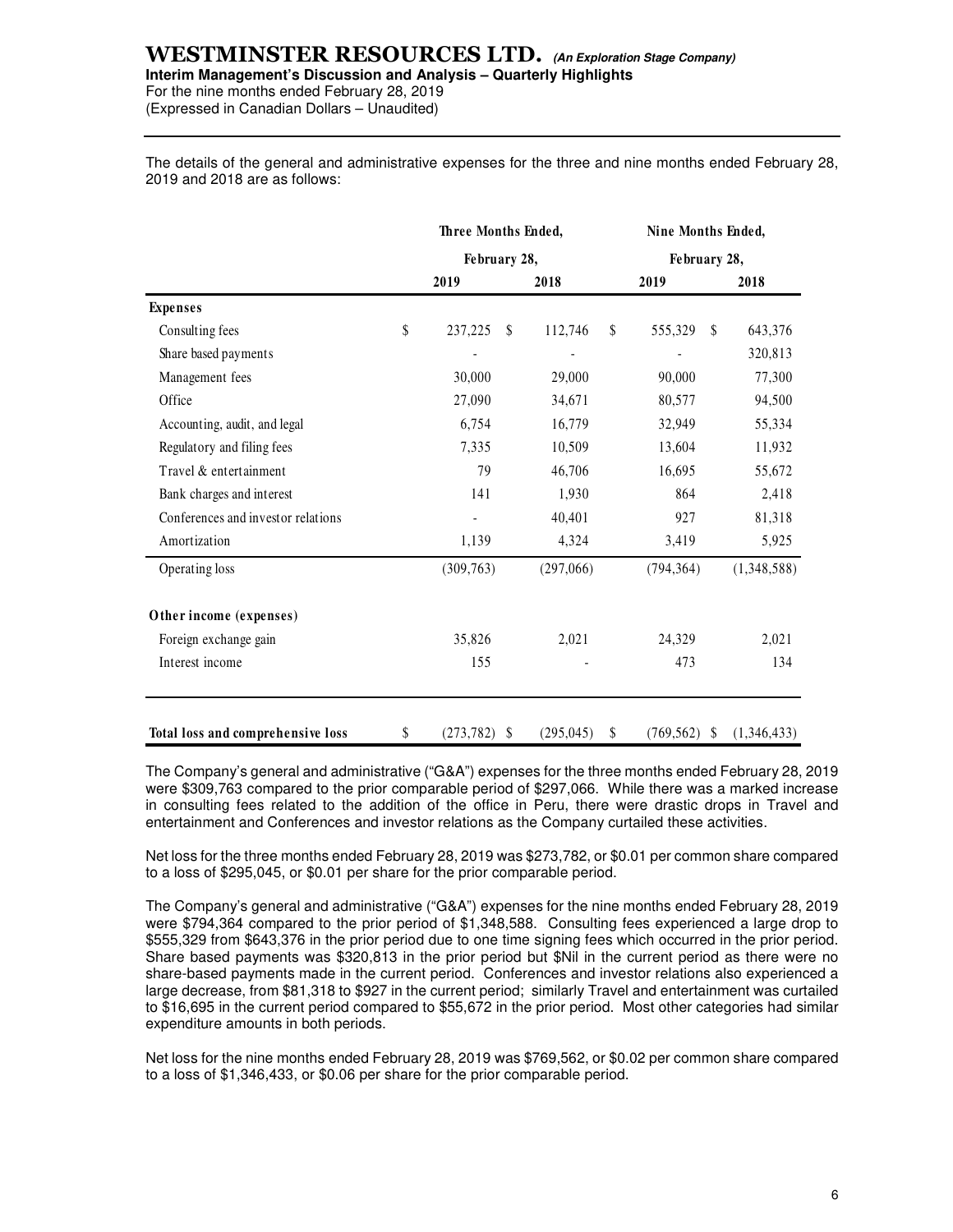The details of the general and administrative expenses for the three and nine months ended February 28, 2019 and 2018 are as follows:

| | Three Months Ended, February 28, | | Nine Months Ended, February 28, | |
|---|---|---|---|---|
| | 2019 | 2018 | 2019 | 2018 |
| **Expenses** | | | | |
| Consulting fees | $ 237,225 | $ 112,746 | $ 555,329 | $ 643,376 |
| Share based payments | - | - | - | 320,813 |
| Management fees | 30,000 | 29,000 | 90,000 | 77,300 |
| Office | 27,090 | 34,671 | 80,577 | 94,500 |
| Accounting, audit, and legal | 6,754 | 16,779 | 32,949 | 55,334 |
| Regulatory and filing fees | 7,335 | 10,509 | 13,604 | 11,932 |
| Travel & entertainment | 79 | 46,706 | 16,695 | 55,672 |
| Bank charges and interest | 141 | 1,930 | 864 | 2,418 |
| Conferences and investor relations | - | 40,401 | 927 | 81,318 |
| Amortization | 1,139 | 4,324 | 3,419 | 5,925 |
| Operating loss | (309,763) | (297,066) | (794,364) | (1,348,588) |
| **Other income (expenses)** | | | | |
| Foreign exchange gain | 35,826 | 2,021 | 24,329 | 2,021 |
| Interest income | 155 | - | 473 | 134 |
| **Total loss and comprehensive loss** | $ (273,782) | $ (295,045) | $ (769,562) | $ (1,346,433) |

The Company's general and administrative ("G&A") expenses for the three months ended February 28, 2019 were $309,763 compared to the prior comparable period of $297,066. While there was a marked increase in consulting fees related to the addition of the office in Peru, there were drastic drops in Travel and entertainment and Conferences and investor relations as the Company curtailed these activities.

Net loss for the three months ended February 28, 2019 was $273,782, or $0.01 per common share compared to a loss of $295,045, or $0.01 per share for the prior comparable period.

The Company's general and administrative ("G&A") expenses for the nine months ended February 28, 2019 were $794,364 compared to the prior period of $1,348,588. Consulting fees experienced a large drop to $555,329 from $643,376 in the prior period due to one time signing fees which occurred in the prior period. Share based payments was $320,813 in the prior period but $Nil in the current period as there were no share-based payments made in the current period. Conferences and investor relations also experienced a large decrease, from $81,318 to $927 in the current period; similarly Travel and entertainment was curtailed to $16,695 in the current period compared to $55,672 in the prior period. Most other categories had similar expenditure amounts in both periods.

Net loss for the nine months ended February 28, 2019 was $769,562, or $0.02 per common share compared to a loss of $1,346,433, or $0.06 per share for the prior comparable period.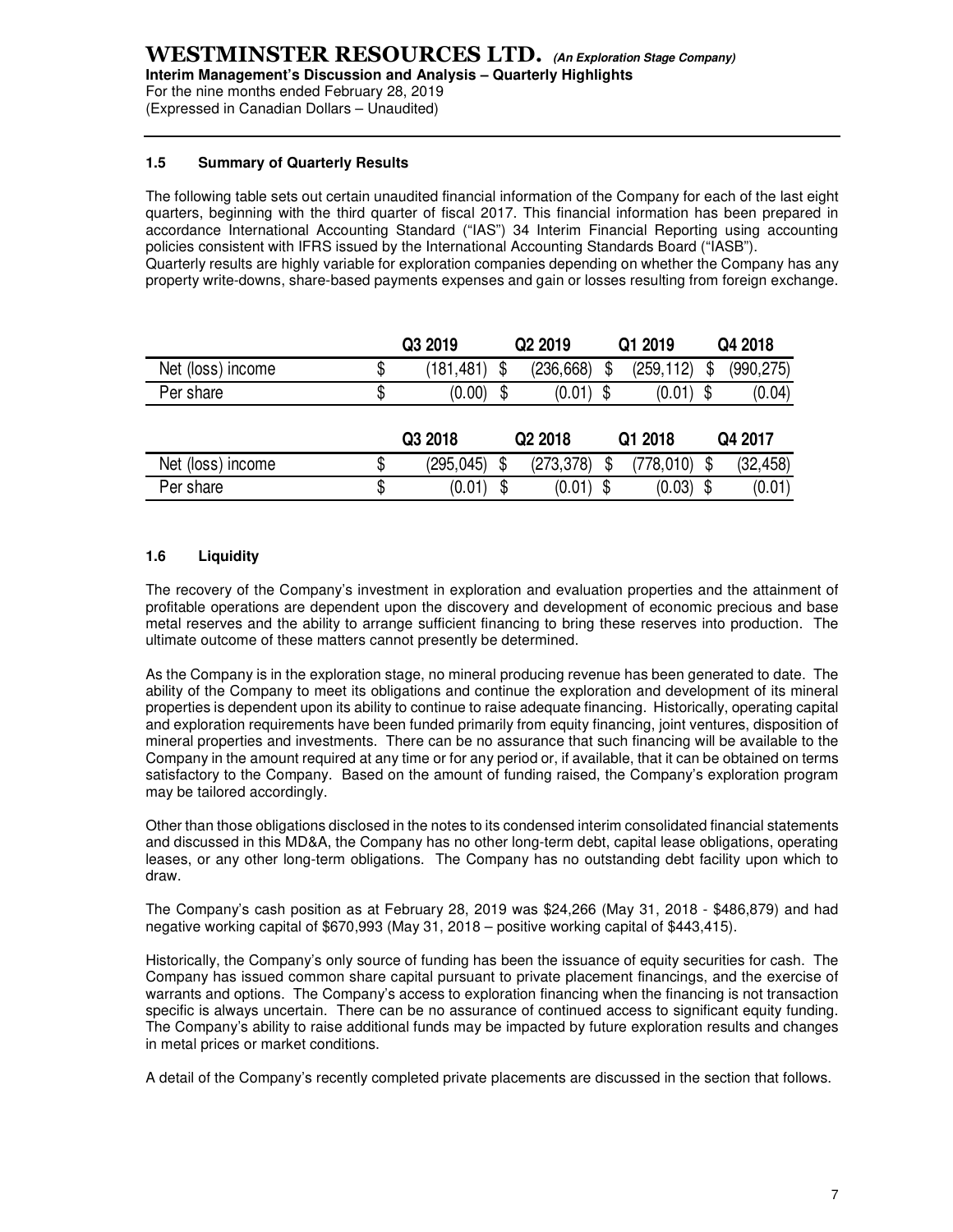### 1.5 Summary of Quarterly Results

The following table sets out certain unaudited financial information of the Company for each of the last eight quarters, beginning with the third quarter of fiscal 2017. This financial information has been prepared in accordance International Accounting Standard ("IAS") 34 Interim Financial Reporting using accounting policies consistent with IFRS issued by the International Accounting Standards Board ("IASB").
Quarterly results are highly variable for exploration companies depending on whether the Company has any property write-downs, share-based payments expenses and gain or losses resulting from foreign exchange.

| | Q3 2019 | Q2 2019 | Q1 2019 | Q4 2018 |
|---|---|---|---|---|
| Net (loss) income | $ (181,481) | $ (236,668) | $ (259,112) | $ (990,275) |
| Per share | $ (0.00) | $ (0.01) | $ (0.01) | $ (0.04) |

| | Q3 2018 | Q2 2018 | Q1 2018 | Q4 2017 |
|---|---|---|---|---|
| Net (loss) income | $ (295,045) | $ (273,378) | $ (778,010) | $ (32,458) |
| Per share | $ (0.01) | $ (0.01) | $ (0.03) | $ (0.01) |

### 1.6 Liquidity

The recovery of the Company's investment in exploration and evaluation properties and the attainment of profitable operations are dependent upon the discovery and development of economic precious and base metal reserves and the ability to arrange sufficient financing to bring these reserves into production. The ultimate outcome of these matters cannot presently be determined.

As the Company is in the exploration stage, no mineral producing revenue has been generated to date. The ability of the Company to meet its obligations and continue the exploration and development of its mineral properties is dependent upon its ability to continue to raise adequate financing. Historically, operating capital and exploration requirements have been funded primarily from equity financing, joint ventures, disposition of mineral properties and investments. There can be no assurance that such financing will be available to the Company in the amount required at any time or for any period or, if available, that it can be obtained on terms satisfactory to the Company. Based on the amount of funding raised, the Company's exploration program may be tailored accordingly.

Other than those obligations disclosed in the notes to its condensed interim consolidated financial statements and discussed in this MD&A, the Company has no other long-term debt, capital lease obligations, operating leases, or any other long-term obligations. The Company has no outstanding debt facility upon which to draw.

The Company's cash position as at February 28, 2019 was $24,266 (May 31, 2018 - $486,879) and had negative working capital of $670,993 (May 31, 2018 – positive working capital of $443,415).

Historically, the Company's only source of funding has been the issuance of equity securities for cash. The Company has issued common share capital pursuant to private placement financings, and the exercise of warrants and options. The Company's access to exploration financing when the financing is not transaction specific is always uncertain. There can be no assurance of continued access to significant equity funding. The Company's ability to raise additional funds may be impacted by future exploration results and changes in metal prices or market conditions.

A detail of the Company's recently completed private placements are discussed in the section that follows.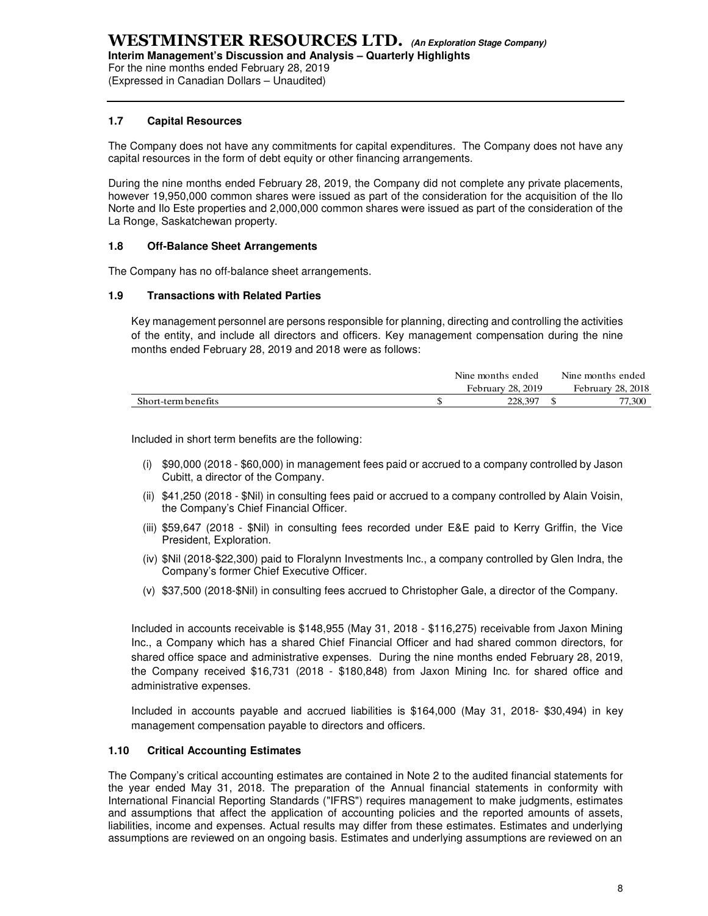### 1.7 Capital Resources

The Company does not have any commitments for capital expenditures. The Company does not have any capital resources in the form of debt equity or other financing arrangements.

During the nine months ended February 28, 2019, the Company did not complete any private placements, however 19,950,000 common shares were issued as part of the consideration for the acquisition of the Ilo Norte and Ilo Este properties and 2,000,000 common shares were issued as part of the consideration of the La Ronge, Saskatchewan property.

### 1.8 Off-Balance Sheet Arrangements

The Company has no off-balance sheet arrangements.

### 1.9 Transactions with Related Parties

Key management personnel are persons responsible for planning, directing and controlling the activities of the entity, and include all directors and officers. Key management compensation during the nine months ended February 28, 2019 and 2018 were as follows:

| | Nine months ended February 28, 2019 | Nine months ended February 28, 2018 |
|---|---|---|
| Short-term benefits | $ 228,397 | $ 77,300 |

Included in short term benefits are the following:

(i) $90,000 (2018 - $60,000) in management fees paid or accrued to a company controlled by Jason Cubitt, a director of the Company.

(ii) $41,250 (2018 - $Nil) in consulting fees paid or accrued to a company controlled by Alain Voisin, the Company's Chief Financial Officer.

(iii) $59,647 (2018 - $Nil) in consulting fees recorded under E&E paid to Kerry Griffin, the Vice President, Exploration.

(iv) $Nil (2018-$22,300) paid to Floralynn Investments Inc., a company controlled by Glen Indra, the Company's former Chief Executive Officer.

(v) $37,500 (2018-$Nil) in consulting fees accrued to Christopher Gale, a director of the Company.

Included in accounts receivable is $148,955 (May 31, 2018 - $116,275) receivable from Jaxon Mining Inc., a Company which has a shared Chief Financial Officer and had shared common directors, for shared office space and administrative expenses. During the nine months ended February 28, 2019, the Company received $16,731 (2018 - $180,848) from Jaxon Mining Inc. for shared office and administrative expenses.

Included in accounts payable and accrued liabilities is $164,000 (May 31, 2018- $30,494) in key management compensation payable to directors and officers.

### 1.10 Critical Accounting Estimates

The Company's critical accounting estimates are contained in Note 2 to the audited financial statements for the year ended May 31, 2018. The preparation of the Annual financial statements in conformity with International Financial Reporting Standards ("IFRS") requires management to make judgments, estimates and assumptions that affect the application of accounting policies and the reported amounts of assets, liabilities, income and expenses. Actual results may differ from these estimates. Estimates and underlying assumptions are reviewed on an ongoing basis. Estimates and underlying assumptions are reviewed on an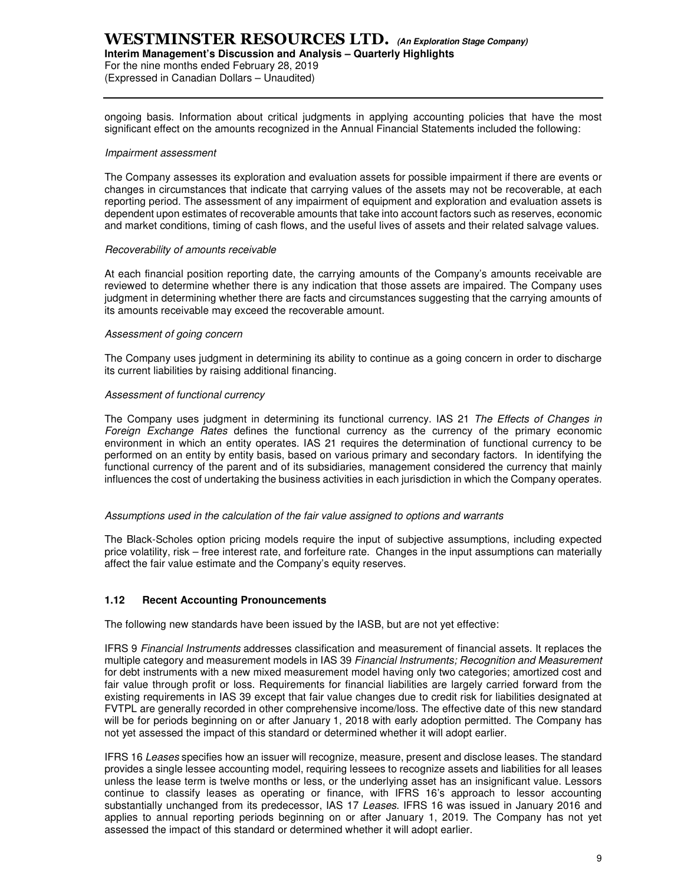ongoing basis. Information about critical judgments in applying accounting policies that have the most significant effect on the amounts recognized in the Annual Financial Statements included the following:

*Impairment assessment*

The Company assesses its exploration and evaluation assets for possible impairment if there are events or changes in circumstances that indicate that carrying values of the assets may not be recoverable, at each reporting period. The assessment of any impairment of equipment and exploration and evaluation assets is dependent upon estimates of recoverable amounts that take into account factors such as reserves, economic and market conditions, timing of cash flows, and the useful lives of assets and their related salvage values.

*Recoverability of amounts receivable*

At each financial position reporting date, the carrying amounts of the Company's amounts receivable are reviewed to determine whether there is any indication that those assets are impaired. The Company uses judgment in determining whether there are facts and circumstances suggesting that the carrying amounts of its amounts receivable may exceed the recoverable amount.

*Assessment of going concern*

The Company uses judgment in determining its ability to continue as a going concern in order to discharge its current liabilities by raising additional financing.

*Assessment of functional currency*

The Company uses judgment in determining its functional currency. IAS 21 *The Effects of Changes in Foreign Exchange Rates* defines the functional currency as the currency of the primary economic environment in which an entity operates. IAS 21 requires the determination of functional currency to be performed on an entity by entity basis, based on various primary and secondary factors. In identifying the functional currency of the parent and of its subsidiaries, management considered the currency that mainly influences the cost of undertaking the business activities in each jurisdiction in which the Company operates.

*Assumptions used in the calculation of the fair value assigned to options and warrants*

The Black-Scholes option pricing models require the input of subjective assumptions, including expected price volatility, risk – free interest rate, and forfeiture rate. Changes in the input assumptions can materially affect the fair value estimate and the Company's equity reserves.

### 1.12 Recent Accounting Pronouncements

The following new standards have been issued by the IASB, but are not yet effective:

IFRS 9 *Financial Instruments* addresses classification and measurement of financial assets. It replaces the multiple category and measurement models in IAS 39 *Financial Instruments; Recognition and Measurement* for debt instruments with a new mixed measurement model having only two categories; amortized cost and fair value through profit or loss. Requirements for financial liabilities are largely carried forward from the existing requirements in IAS 39 except that fair value changes due to credit risk for liabilities designated at FVTPL are generally recorded in other comprehensive income/loss. The effective date of this new standard will be for periods beginning on or after January 1, 2018 with early adoption permitted. The Company has not yet assessed the impact of this standard or determined whether it will adopt earlier.

IFRS 16 *Leases* specifies how an issuer will recognize, measure, present and disclose leases. The standard provides a single lessee accounting model, requiring lessees to recognize assets and liabilities for all leases unless the lease term is twelve months or less, or the underlying asset has an insignificant value. Lessors continue to classify leases as operating or finance, with IFRS 16's approach to lessor accounting substantially unchanged from its predecessor, IAS 17 *Leases*. IFRS 16 was issued in January 2016 and applies to annual reporting periods beginning on or after January 1, 2019. The Company has not yet assessed the impact of this standard or determined whether it will adopt earlier.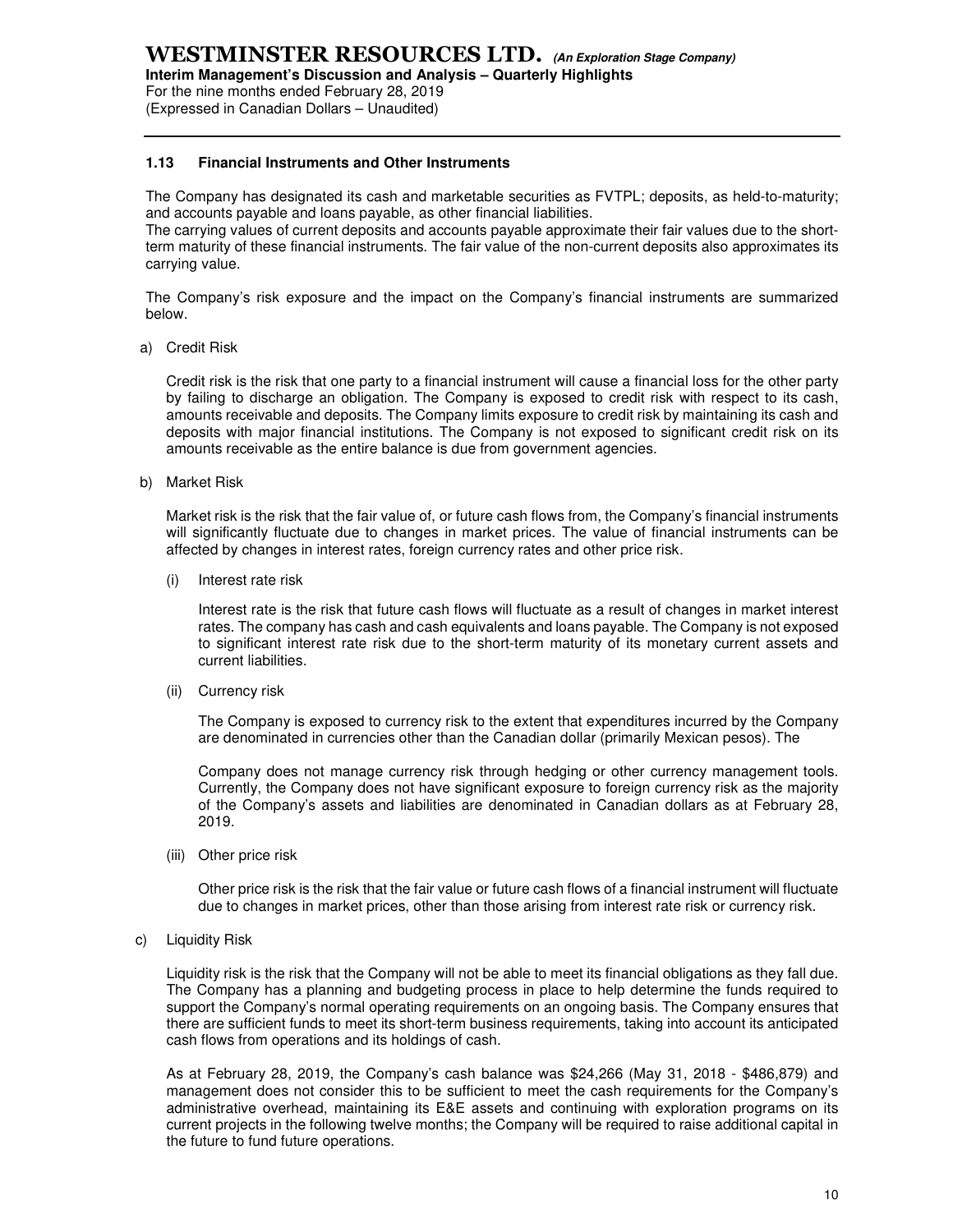### 1.13 Financial Instruments and Other Instruments

The Company has designated its cash and marketable securities as FVTPL; deposits, as held-to-maturity; and accounts payable and loans payable, as other financial liabilities.
The carrying values of current deposits and accounts payable approximate their fair values due to the short-term maturity of these financial instruments. The fair value of the non-current deposits also approximates its carrying value.

The Company's risk exposure and the impact on the Company's financial instruments are summarized below.

a) Credit Risk

Credit risk is the risk that one party to a financial instrument will cause a financial loss for the other party by failing to discharge an obligation. The Company is exposed to credit risk with respect to its cash, amounts receivable and deposits. The Company limits exposure to credit risk by maintaining its cash and deposits with major financial institutions. The Company is not exposed to significant credit risk on its amounts receivable as the entire balance is due from government agencies.

b) Market Risk

Market risk is the risk that the fair value of, or future cash flows from, the Company's financial instruments will significantly fluctuate due to changes in market prices. The value of financial instruments can be affected by changes in interest rates, foreign currency rates and other price risk.

(i) Interest rate risk

Interest rate is the risk that future cash flows will fluctuate as a result of changes in market interest rates. The company has cash and cash equivalents and loans payable. The Company is not exposed to significant interest rate risk due to the short-term maturity of its monetary current assets and current liabilities.

(ii) Currency risk

The Company is exposed to currency risk to the extent that expenditures incurred by the Company are denominated in currencies other than the Canadian dollar (primarily Mexican pesos). The

Company does not manage currency risk through hedging or other currency management tools. Currently, the Company does not have significant exposure to foreign currency risk as the majority of the Company's assets and liabilities are denominated in Canadian dollars as at February 28, 2019.

(iii) Other price risk

Other price risk is the risk that the fair value or future cash flows of a financial instrument will fluctuate due to changes in market prices, other than those arising from interest rate risk or currency risk.

c) Liquidity Risk

Liquidity risk is the risk that the Company will not be able to meet its financial obligations as they fall due. The Company has a planning and budgeting process in place to help determine the funds required to support the Company's normal operating requirements on an ongoing basis. The Company ensures that there are sufficient funds to meet its short-term business requirements, taking into account its anticipated cash flows from operations and its holdings of cash.

As at February 28, 2019, the Company's cash balance was $24,266 (May 31, 2018 - $486,879) and management does not consider this to be sufficient to meet the cash requirements for the Company's administrative overhead, maintaining its E&E assets and continuing with exploration programs on its current projects in the following twelve months; the Company will be required to raise additional capital in the future to fund future operations.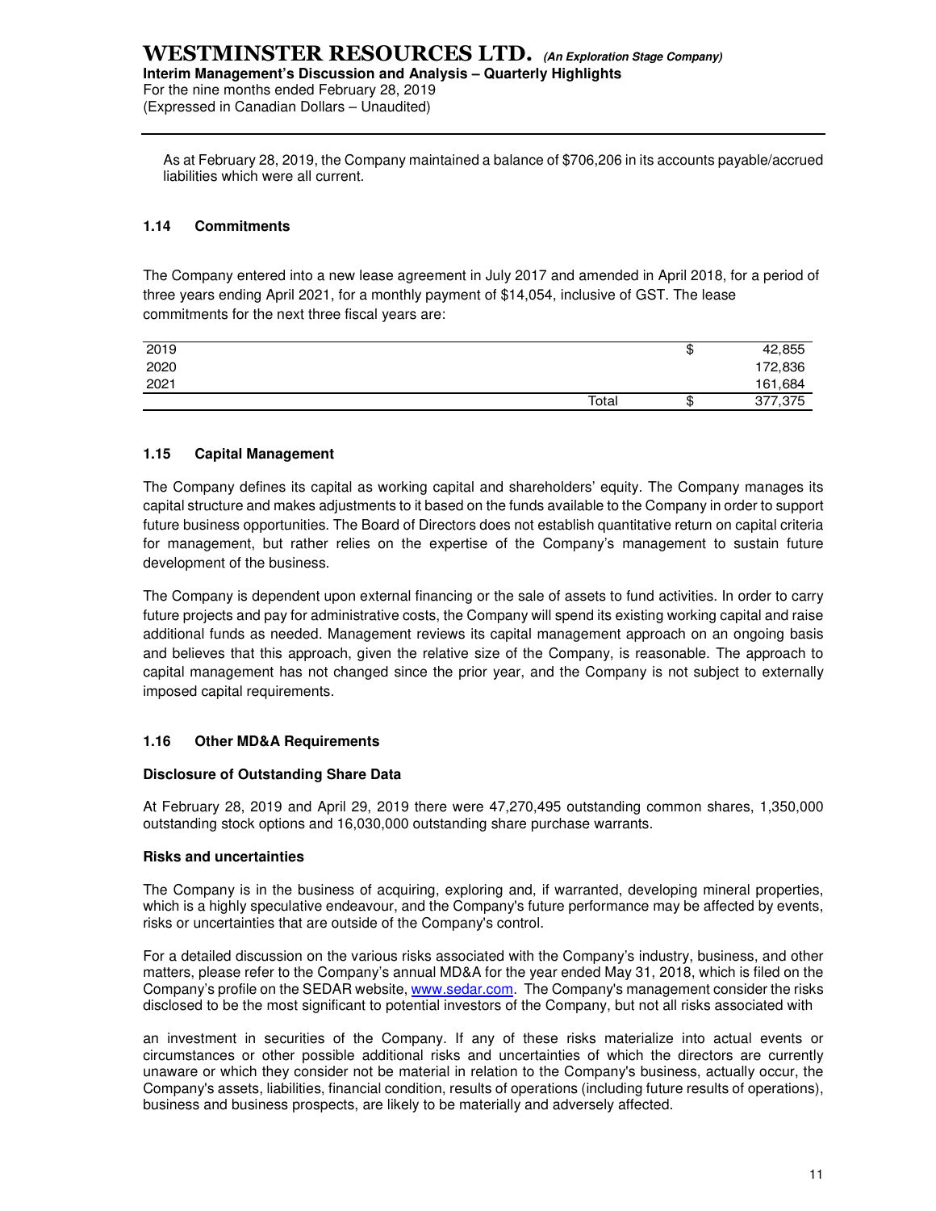As at February 28, 2019, the Company maintained a balance of $706,206 in its accounts payable/accrued liabilities which were all current.

## 1.14 Commitments

The Company entered into a new lease agreement in July 2017 and amended in April 2018, for a period of three years ending April 2021, for a monthly payment of $14,054, inclusive of GST. The lease commitments for the next three fiscal years are:

| | | |
|---|---|---|
| 2019 | $ | 42,855 |
| 2020 | | 172,836 |
| 2021 | | 161,684 |
| Total | $ | 377,375 |

## 1.15 Capital Management

The Company defines its capital as working capital and shareholders' equity. The Company manages its capital structure and makes adjustments to it based on the funds available to the Company in order to support future business opportunities. The Board of Directors does not establish quantitative return on capital criteria for management, but rather relies on the expertise of the Company's management to sustain future development of the business.

The Company is dependent upon external financing or the sale of assets to fund activities. In order to carry future projects and pay for administrative costs, the Company will spend its existing working capital and raise additional funds as needed. Management reviews its capital management approach on an ongoing basis and believes that this approach, given the relative size of the Company, is reasonable. The approach to capital management has not changed since the prior year, and the Company is not subject to externally imposed capital requirements.

## 1.16 Other MD&A Requirements

### Disclosure of Outstanding Share Data

At February 28, 2019 and April 29, 2019 there were 47,270,495 outstanding common shares, 1,350,000 outstanding stock options and 16,030,000 outstanding share purchase warrants.

### Risks and uncertainties

The Company is in the business of acquiring, exploring and, if warranted, developing mineral properties, which is a highly speculative endeavour, and the Company's future performance may be affected by events, risks or uncertainties that are outside of the Company's control.

For a detailed discussion on the various risks associated with the Company's industry, business, and other matters, please refer to the Company's annual MD&A for the year ended May 31, 2018, which is filed on the Company's profile on the SEDAR website, www.sedar.com. The Company's management consider the risks disclosed to be the most significant to potential investors of the Company, but not all risks associated with an investment in securities of the Company. If any of these risks materialize into actual events or circumstances or other possible additional risks and uncertainties of which the directors are currently unaware or which they consider not be material in relation to the Company's business, actually occur, the Company's assets, liabilities, financial condition, results of operations (including future results of operations), business and business prospects, are likely to be materially and adversely affected.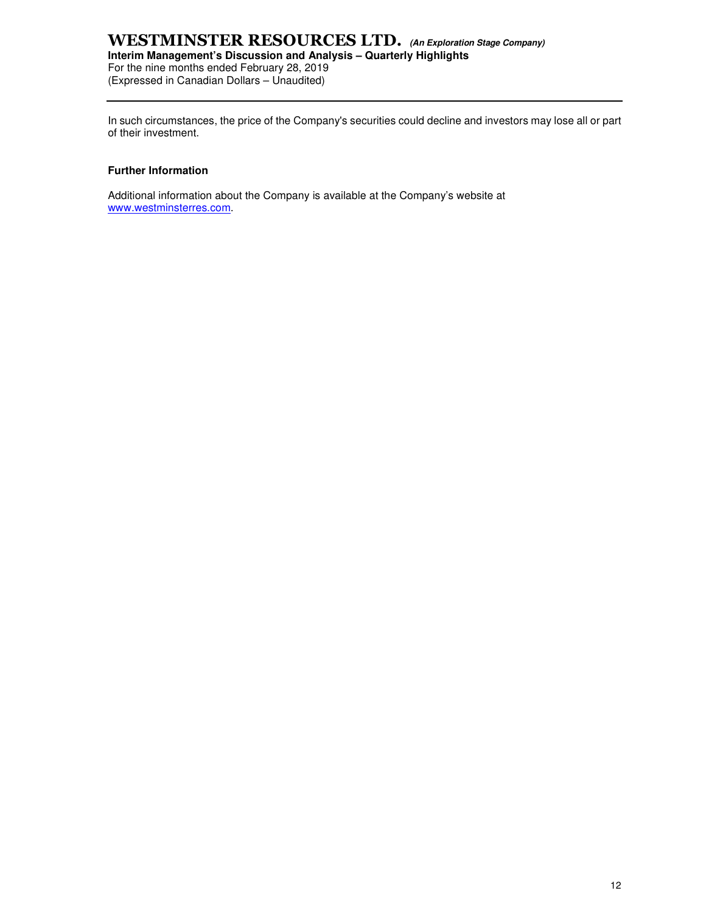In such circumstances, the price of the Company's securities could decline and investors may lose all or part of their investment.

**Further Information**

Additional information about the Company is available at the Company's website at [www.westminsterres.com](http://www.westminsterres.com).